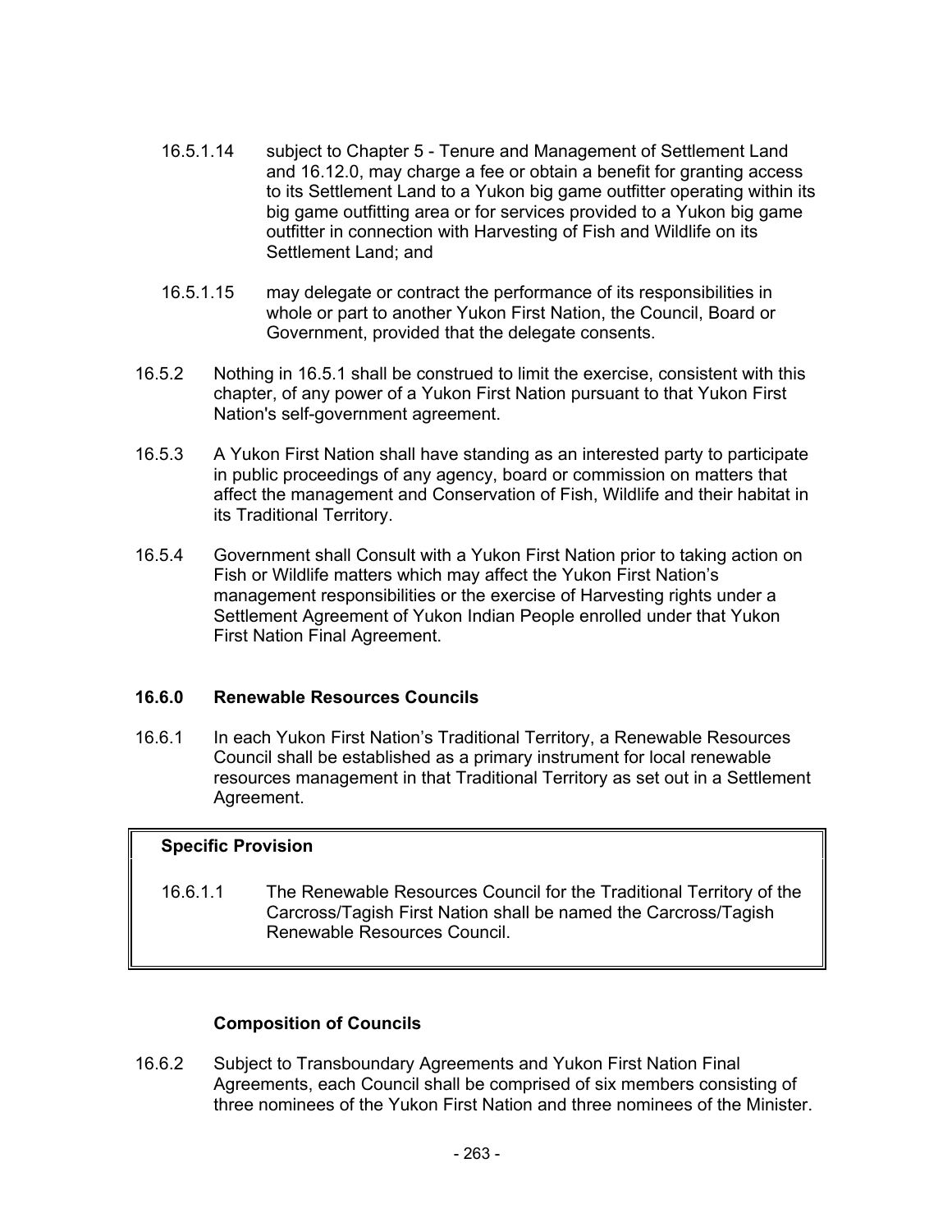16.5.1.14 subject to Chapter 5 - Tenure and Management of Settlement Land and 16.12.0, may charge a fee or obtain a benefit for granting access to its Settlement Land to a Yukon big game outfitter operating within its big game outfitting area or for services provided to a Yukon big game outfitter in connection with Harvesting of Fish and Wildlife on its Settlement Land; and

16.5.1.15 may delegate or contract the performance of its responsibilities in whole or part to another Yukon First Nation, the Council, Board or Government, provided that the delegate consents.

16.5.2 Nothing in 16.5.1 shall be construed to limit the exercise, consistent with this chapter, of any power of a Yukon First Nation pursuant to that Yukon First Nation's self-government agreement.

16.5.3 A Yukon First Nation shall have standing as an interested party to participate in public proceedings of any agency, board or commission on matters that affect the management and Conservation of Fish, Wildlife and their habitat in its Traditional Territory.

16.5.4 Government shall Consult with a Yukon First Nation prior to taking action on Fish or Wildlife matters which may affect the Yukon First Nation's management responsibilities or the exercise of Harvesting rights under a Settlement Agreement of Yukon Indian People enrolled under that Yukon First Nation Final Agreement.

**16.6.0 Renewable Resources Councils**

16.6.1 In each Yukon First Nation's Traditional Territory, a Renewable Resources Council shall be established as a primary instrument for local renewable resources management in that Traditional Territory as set out in a Settlement Agreement.

> **Specific Provision**
>
> 16.6.1.1 The Renewable Resources Council for the Traditional Territory of the Carcross/Tagish First Nation shall be named the Carcross/Tagish Renewable Resources Council.

**Composition of Councils**

16.6.2 Subject to Transboundary Agreements and Yukon First Nation Final Agreements, each Council shall be comprised of six members consisting of three nominees of the Yukon First Nation and three nominees of the Minister.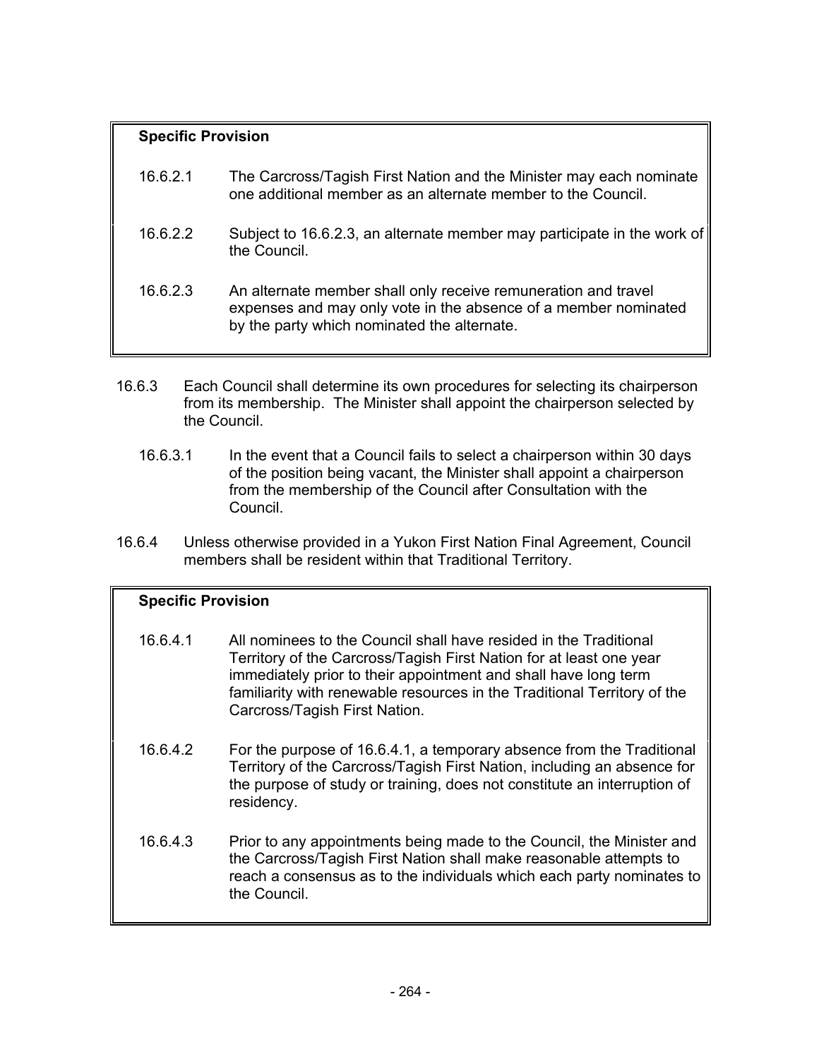**Specific Provision**

16.6.2.1 The Carcross/Tagish First Nation and the Minister may each nominate one additional member as an alternate member to the Council.

16.6.2.2 Subject to 16.6.2.3, an alternate member may participate in the work of the Council.

16.6.2.3 An alternate member shall only receive remuneration and travel expenses and may only vote in the absence of a member nominated by the party which nominated the alternate.

16.6.3 Each Council shall determine its own procedures for selecting its chairperson from its membership. The Minister shall appoint the chairperson selected by the Council.

16.6.3.1 In the event that a Council fails to select a chairperson within 30 days of the position being vacant, the Minister shall appoint a chairperson from the membership of the Council after Consultation with the Council.

16.6.4 Unless otherwise provided in a Yukon First Nation Final Agreement, Council members shall be resident within that Traditional Territory.

**Specific Provision**

16.6.4.1 All nominees to the Council shall have resided in the Traditional Territory of the Carcross/Tagish First Nation for at least one year immediately prior to their appointment and shall have long term familiarity with renewable resources in the Traditional Territory of the Carcross/Tagish First Nation.

16.6.4.2 For the purpose of 16.6.4.1, a temporary absence from the Traditional Territory of the Carcross/Tagish First Nation, including an absence for the purpose of study or training, does not constitute an interruption of residency.

16.6.4.3 Prior to any appointments being made to the Council, the Minister and the Carcross/Tagish First Nation shall make reasonable attempts to reach a consensus as to the individuals which each party nominates to the Council.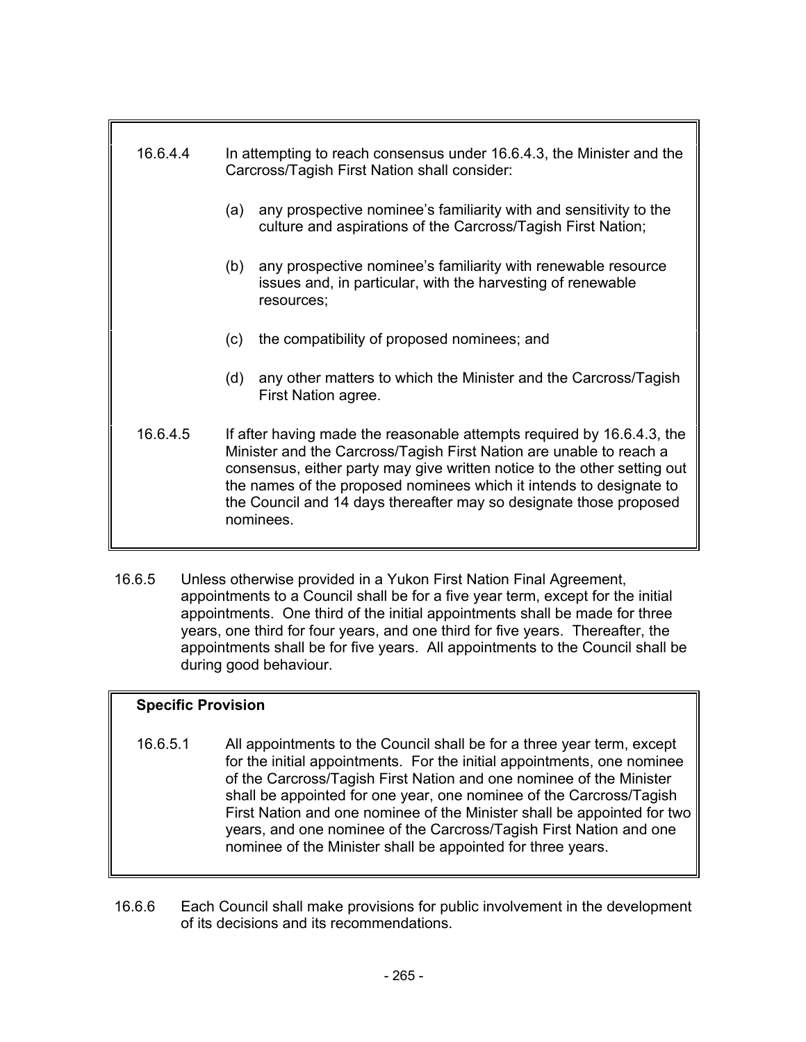16.6.4.4 In attempting to reach consensus under 16.6.4.3, the Minister and the Carcross/Tagish First Nation shall consider:

(a) any prospective nominee's familiarity with and sensitivity to the culture and aspirations of the Carcross/Tagish First Nation;

(b) any prospective nominee's familiarity with renewable resource issues and, in particular, with the harvesting of renewable resources;

(c) the compatibility of proposed nominees; and

(d) any other matters to which the Minister and the Carcross/Tagish First Nation agree.

16.6.4.5 If after having made the reasonable attempts required by 16.6.4.3, the Minister and the Carcross/Tagish First Nation are unable to reach a consensus, either party may give written notice to the other setting out the names of the proposed nominees which it intends to designate to the Council and 14 days thereafter may so designate those proposed nominees.

16.6.5 Unless otherwise provided in a Yukon First Nation Final Agreement, appointments to a Council shall be for a five year term, except for the initial appointments. One third of the initial appointments shall be made for three years, one third for four years, and one third for five years. Thereafter, the appointments shall be for five years. All appointments to the Council shall be during good behaviour.

**Specific Provision**

16.6.5.1 All appointments to the Council shall be for a three year term, except for the initial appointments. For the initial appointments, one nominee of the Carcross/Tagish First Nation and one nominee of the Minister shall be appointed for one year, one nominee of the Carcross/Tagish First Nation and one nominee of the Minister shall be appointed for two years, and one nominee of the Carcross/Tagish First Nation and one nominee of the Minister shall be appointed for three years.

16.6.6 Each Council shall make provisions for public involvement in the development of its decisions and its recommendations.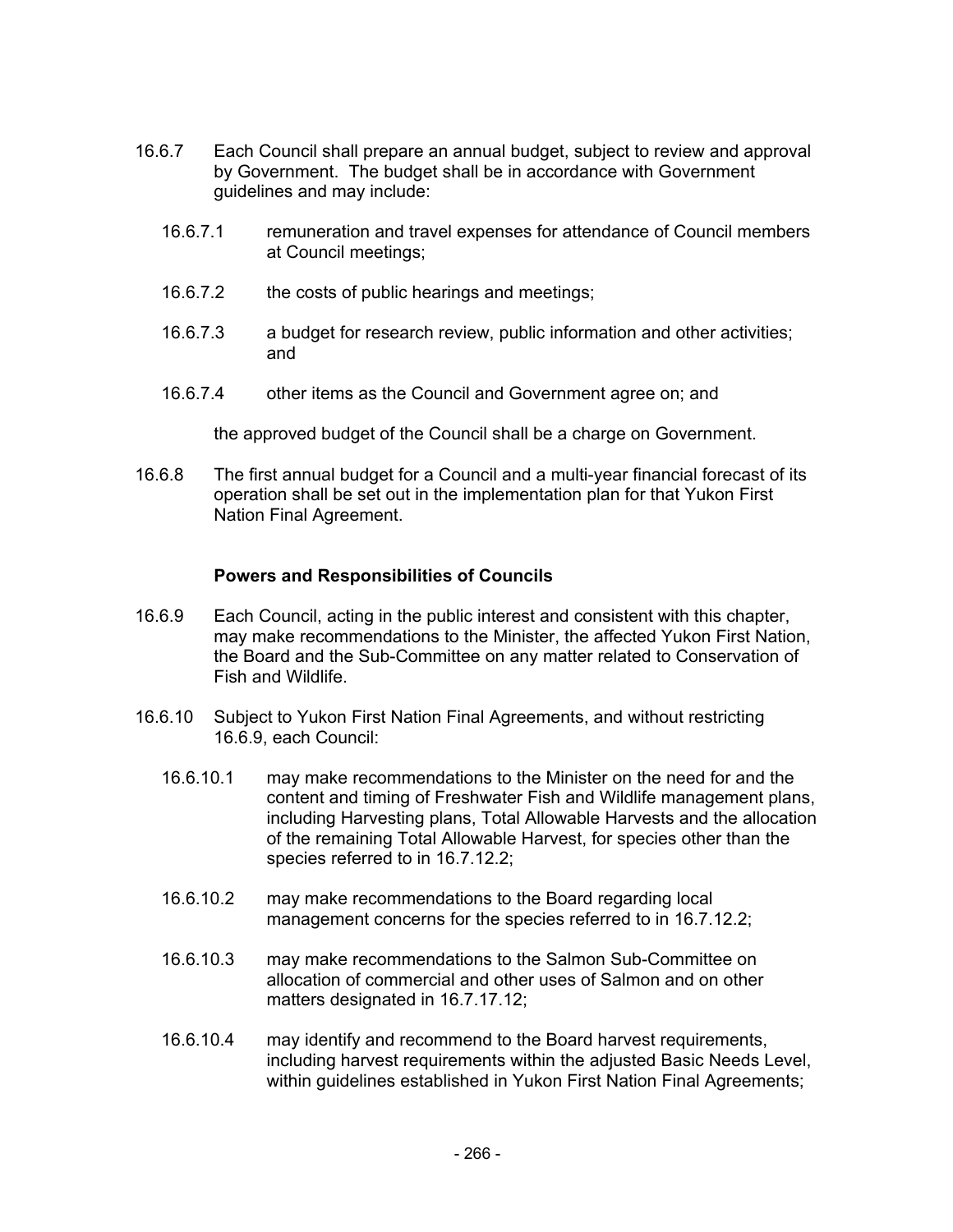16.6.7 Each Council shall prepare an annual budget, subject to review and approval by Government. The budget shall be in accordance with Government guidelines and may include:

16.6.7.1 remuneration and travel expenses for attendance of Council members at Council meetings;

16.6.7.2 the costs of public hearings and meetings;

16.6.7.3 a budget for research review, public information and other activities; and

16.6.7.4 other items as the Council and Government agree on; and

the approved budget of the Council shall be a charge on Government.

16.6.8 The first annual budget for a Council and a multi-year financial forecast of its operation shall be set out in the implementation plan for that Yukon First Nation Final Agreement.

**Powers and Responsibilities of Councils**

16.6.9 Each Council, acting in the public interest and consistent with this chapter, may make recommendations to the Minister, the affected Yukon First Nation, the Board and the Sub-Committee on any matter related to Conservation of Fish and Wildlife.

16.6.10 Subject to Yukon First Nation Final Agreements, and without restricting 16.6.9, each Council:

16.6.10.1 may make recommendations to the Minister on the need for and the content and timing of Freshwater Fish and Wildlife management plans, including Harvesting plans, Total Allowable Harvests and the allocation of the remaining Total Allowable Harvest, for species other than the species referred to in 16.7.12.2;

16.6.10.2 may make recommendations to the Board regarding local management concerns for the species referred to in 16.7.12.2;

16.6.10.3 may make recommendations to the Salmon Sub-Committee on allocation of commercial and other uses of Salmon and on other matters designated in 16.7.17.12;

16.6.10.4 may identify and recommend to the Board harvest requirements, including harvest requirements within the adjusted Basic Needs Level, within guidelines established in Yukon First Nation Final Agreements;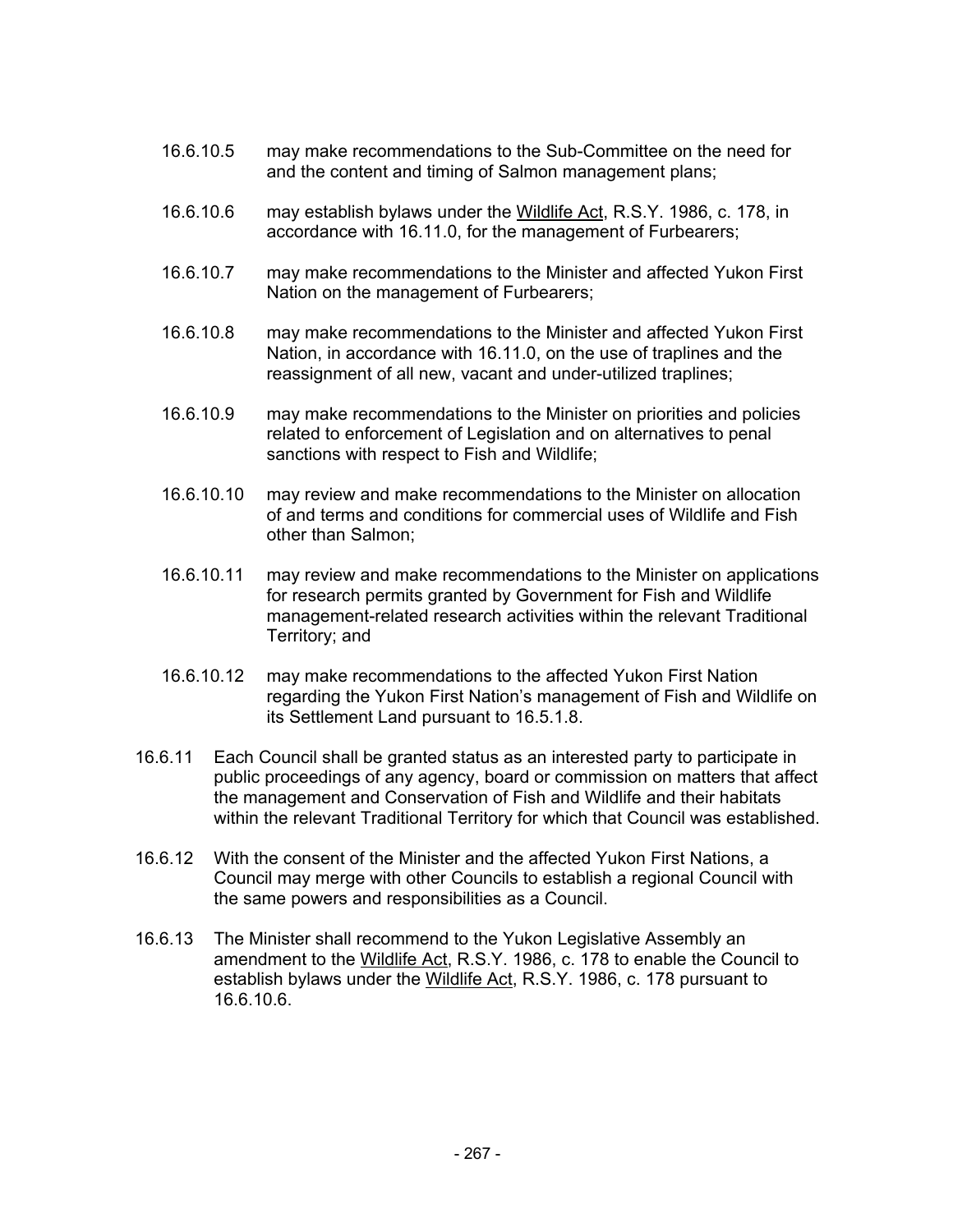16.6.10.5 may make recommendations to the Sub-Committee on the need for and the content and timing of Salmon management plans;

16.6.10.6 may establish bylaws under the Wildlife Act, R.S.Y. 1986, c. 178, in accordance with 16.11.0, for the management of Furbearers;

16.6.10.7 may make recommendations to the Minister and affected Yukon First Nation on the management of Furbearers;

16.6.10.8 may make recommendations to the Minister and affected Yukon First Nation, in accordance with 16.11.0, on the use of traplines and the reassignment of all new, vacant and under-utilized traplines;

16.6.10.9 may make recommendations to the Minister on priorities and policies related to enforcement of Legislation and on alternatives to penal sanctions with respect to Fish and Wildlife;

16.6.10.10 may review and make recommendations to the Minister on allocation of and terms and conditions for commercial uses of Wildlife and Fish other than Salmon;

16.6.10.11 may review and make recommendations to the Minister on applications for research permits granted by Government for Fish and Wildlife management-related research activities within the relevant Traditional Territory; and

16.6.10.12 may make recommendations to the affected Yukon First Nation regarding the Yukon First Nation's management of Fish and Wildlife on its Settlement Land pursuant to 16.5.1.8.

16.6.11 Each Council shall be granted status as an interested party to participate in public proceedings of any agency, board or commission on matters that affect the management and Conservation of Fish and Wildlife and their habitats within the relevant Traditional Territory for which that Council was established.

16.6.12 With the consent of the Minister and the affected Yukon First Nations, a Council may merge with other Councils to establish a regional Council with the same powers and responsibilities as a Council.

16.6.13 The Minister shall recommend to the Yukon Legislative Assembly an amendment to the Wildlife Act, R.S.Y. 1986, c. 178 to enable the Council to establish bylaws under the Wildlife Act, R.S.Y. 1986, c. 178 pursuant to 16.6.10.6.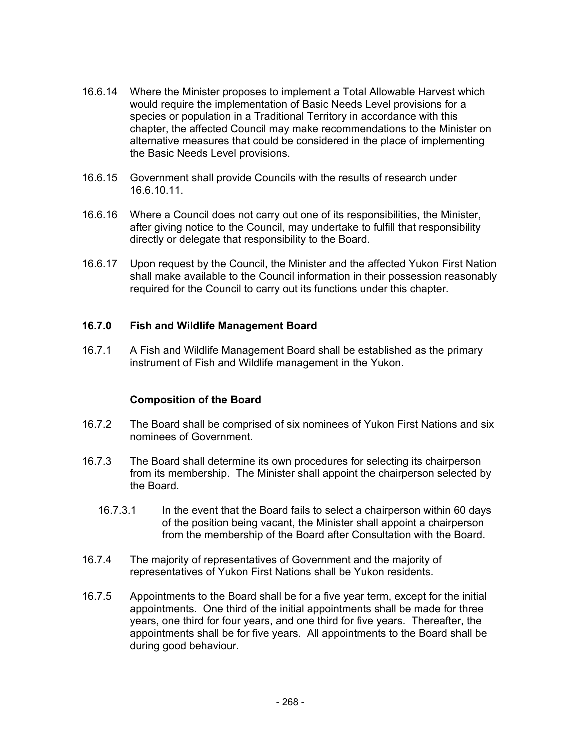16.6.14 Where the Minister proposes to implement a Total Allowable Harvest which would require the implementation of Basic Needs Level provisions for a species or population in a Traditional Territory in accordance with this chapter, the affected Council may make recommendations to the Minister on alternative measures that could be considered in the place of implementing the Basic Needs Level provisions.

16.6.15 Government shall provide Councils with the results of research under 16.6.10.11.

16.6.16 Where a Council does not carry out one of its responsibilities, the Minister, after giving notice to the Council, may undertake to fulfill that responsibility directly or delegate that responsibility to the Board.

16.6.17 Upon request by the Council, the Minister and the affected Yukon First Nation shall make available to the Council information in their possession reasonably required for the Council to carry out its functions under this chapter.

## 16.7.0 Fish and Wildlife Management Board

16.7.1 A Fish and Wildlife Management Board shall be established as the primary instrument of Fish and Wildlife management in the Yukon.

### Composition of the Board

16.7.2 The Board shall be comprised of six nominees of Yukon First Nations and six nominees of Government.

16.7.3 The Board shall determine its own procedures for selecting its chairperson from its membership. The Minister shall appoint the chairperson selected by the Board.

16.7.3.1 In the event that the Board fails to select a chairperson within 60 days of the position being vacant, the Minister shall appoint a chairperson from the membership of the Board after Consultation with the Board.

16.7.4 The majority of representatives of Government and the majority of representatives of Yukon First Nations shall be Yukon residents.

16.7.5 Appointments to the Board shall be for a five year term, except for the initial appointments. One third of the initial appointments shall be made for three years, one third for four years, and one third for five years. Thereafter, the appointments shall be for five years. All appointments to the Board shall be during good behaviour.